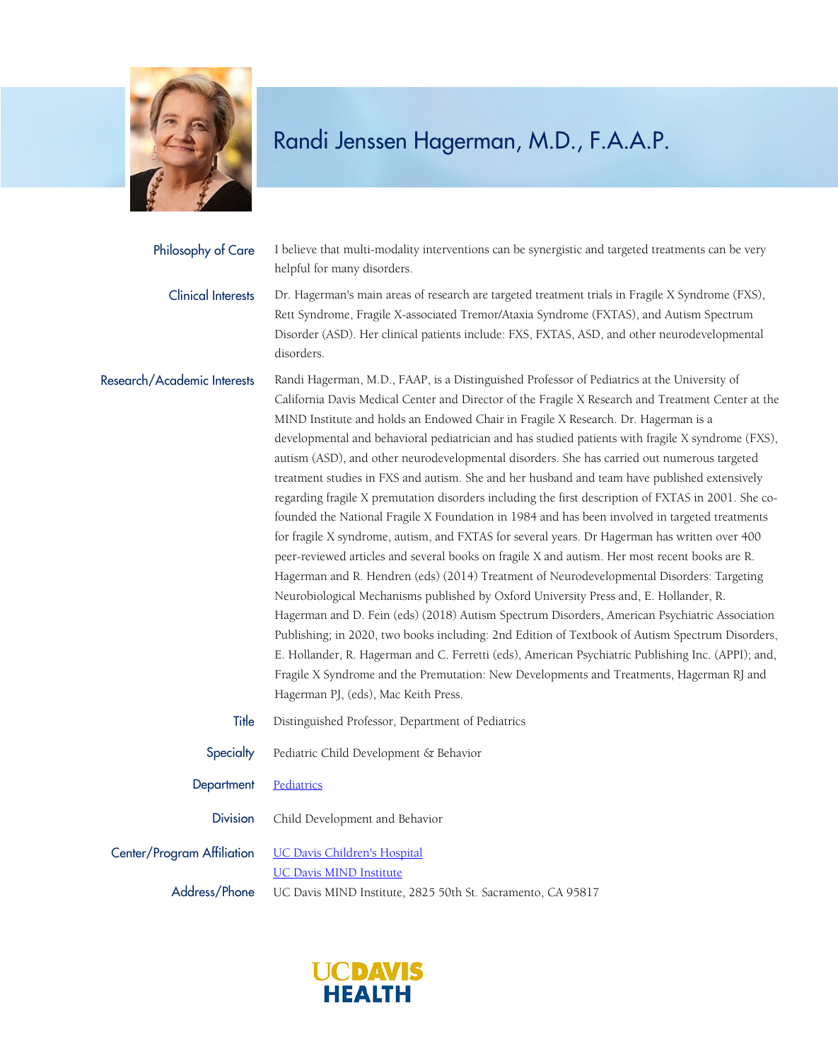# Randi Jenssen Hagerman, M.D., F.A.A.P.

**Philosophy of Care**

I believe that multi-modality interventions can be synergistic and targeted treatments can be very helpful for many disorders.

**Clinical Interests**

Dr. Hagerman's main areas of research are targeted treatment trials in Fragile X Syndrome (FXS), Rett Syndrome, Fragile X-associated Tremor/Ataxia Syndrome (FXTAS), and Autism Spectrum Disorder (ASD). Her clinical patients include: FXS, FXTAS, ASD, and other neurodevelopmental disorders.

**Research/Academic Interests**

Randi Hagerman, M.D., FAAP, is a Distinguished Professor of Pediatrics at the University of California Davis Medical Center and Director of the Fragile X Research and Treatment Center at the MIND Institute and holds an Endowed Chair in Fragile X Research. Dr. Hagerman is a developmental and behavioral pediatrician and has studied patients with fragile X syndrome (FXS), autism (ASD), and other neurodevelopmental disorders. She has carried out numerous targeted treatment studies in FXS and autism. She and her husband and team have published extensively regarding fragile X premutation disorders including the first description of FXTAS in 2001. She co-founded the National Fragile X Foundation in 1984 and has been involved in targeted treatments for fragile X syndrome, autism, and FXTAS for several years. Dr Hagerman has written over 400 peer-reviewed articles and several books on fragile X and autism. Her most recent books are R. Hagerman and R. Hendren (eds) (2014) Treatment of Neurodevelopmental Disorders: Targeting Neurobiological Mechanisms published by Oxford University Press and, E. Hollander, R. Hagerman and D. Fein (eds) (2018) Autism Spectrum Disorders, American Psychiatric Association Publishing; in 2020, two books including: 2nd Edition of Textbook of Autism Spectrum Disorders, E. Hollander, R. Hagerman and C. Ferretti (eds), American Psychiatric Publishing Inc. (APPI); and, Fragile X Syndrome and the Premutation: New Developments and Treatments, Hagerman RJ and Hagerman PJ, (eds), Mac Keith Press.

**Title**

Distinguished Professor, Department of Pediatrics

**Specialty**

Pediatric Child Development & Behavior

**Department**

Pediatrics

**Division**

Child Development and Behavior

**Center/Program Affiliation**

UC Davis Children's Hospital
UC Davis MIND Institute

**Address/Phone**

UC Davis MIND Institute, 2825 50th St. Sacramento, CA 95817

UC DAVIS HEALTH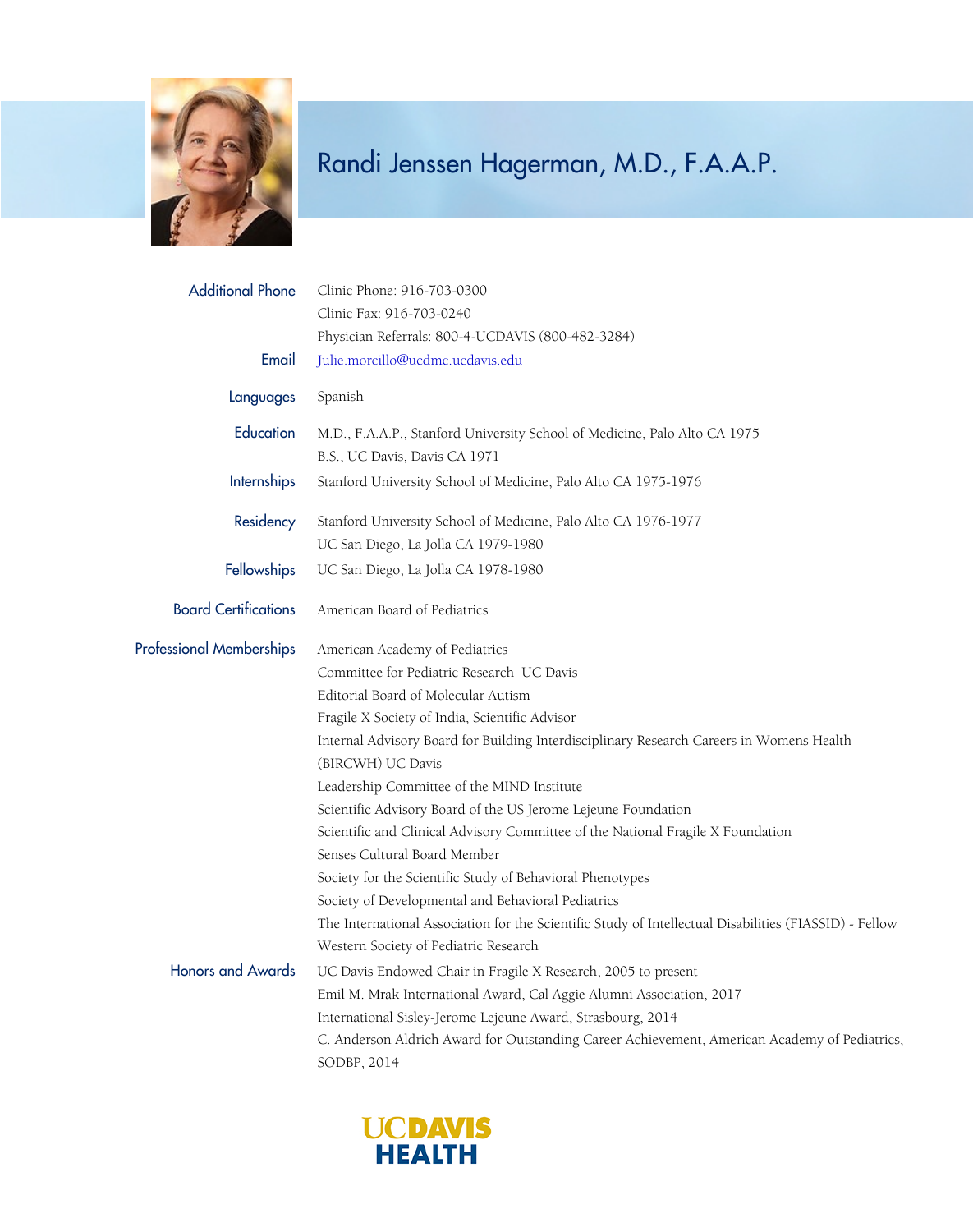# Randi Jenssen Hagerman, M.D., F.A.A.P.

**Additional Phone**
Clinic Phone: 916-703-0300
Clinic Fax: 916-703-0240
Physician Referrals: 800-4-UCDAVIS (800-482-3284)

**Email**
Julie.morcillo@ucdmc.ucdavis.edu

**Languages**
Spanish

**Education**
M.D., F.A.A.P., Stanford University School of Medicine, Palo Alto CA 1975
B.S., UC Davis, Davis CA 1971

**Internships**
Stanford University School of Medicine, Palo Alto CA 1975-1976

**Residency**
Stanford University School of Medicine, Palo Alto CA 1976-1977
UC San Diego, La Jolla CA 1979-1980

**Fellowships**
UC San Diego, La Jolla CA 1978-1980

**Board Certifications**
American Board of Pediatrics

**Professional Memberships**
American Academy of Pediatrics
Committee for Pediatric Research UC Davis
Editorial Board of Molecular Autism
Fragile X Society of India, Scientific Advisor
Internal Advisory Board for Building Interdisciplinary Research Careers in Womens Health (BIRCWH) UC Davis
Leadership Committee of the MIND Institute
Scientific Advisory Board of the US Jerome Lejeune Foundation
Scientific and Clinical Advisory Committee of the National Fragile X Foundation
Senses Cultural Board Member
Society for the Scientific Study of Behavioral Phenotypes
Society of Developmental and Behavioral Pediatrics
The International Association for the Scientific Study of Intellectual Disabilities (FIASSID) - Fellow
Western Society of Pediatric Research

**Honors and Awards**
UC Davis Endowed Chair in Fragile X Research, 2005 to present
Emil M. Mrak International Award, Cal Aggie Alumni Association, 2017
International Sisley-Jerome Lejeune Award, Strasbourg, 2014
C. Anderson Aldrich Award for Outstanding Career Achievement, American Academy of Pediatrics, SODBP, 2014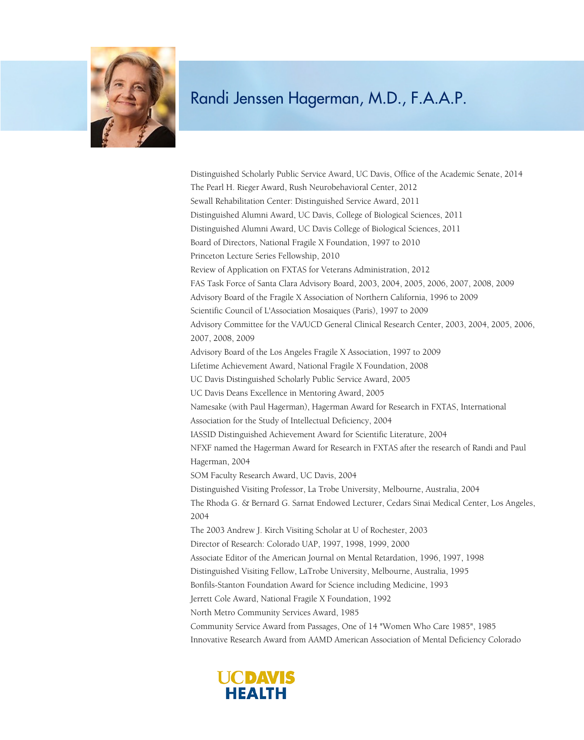# Randi Jenssen Hagerman, M.D., F.A.A.P.

Distinguished Scholarly Public Service Award, UC Davis, Office of the Academic Senate, 2014
The Pearl H. Rieger Award, Rush Neurobehavioral Center, 2012
Sewall Rehabilitation Center: Distinguished Service Award, 2011
Distinguished Alumni Award, UC Davis, College of Biological Sciences, 2011
Distinguished Alumni Award, UC Davis College of Biological Sciences, 2011
Board of Directors, National Fragile X Foundation, 1997 to 2010
Princeton Lecture Series Fellowship, 2010
Review of Application on FXTAS for Veterans Administration, 2012
FAS Task Force of Santa Clara Advisory Board, 2003, 2004, 2005, 2006, 2007, 2008, 2009
Advisory Board of the Fragile X Association of Northern California, 1996 to 2009
Scientific Council of L'Association Mosaiques (Paris), 1997 to 2009
Advisory Committee for the VA/UCD General Clinical Research Center, 2003, 2004, 2005, 2006, 2007, 2008, 2009
Advisory Board of the Los Angeles Fragile X Association, 1997 to 2009
Lifetime Achievement Award, National Fragile X Foundation, 2008
UC Davis Distinguished Scholarly Public Service Award, 2005
UC Davis Deans Excellence in Mentoring Award, 2005
Namesake (with Paul Hagerman), Hagerman Award for Research in FXTAS, International Association for the Study of Intellectual Deficiency, 2004
IASSID Distinguished Achievement Award for Scientific Literature, 2004
NFXF named the Hagerman Award for Research in FXTAS after the research of Randi and Paul Hagerman, 2004
SOM Faculty Research Award, UC Davis, 2004
Distinguished Visiting Professor, La Trobe University, Melbourne, Australia, 2004
The Rhoda G. & Bernard G. Sarnat Endowed Lecturer, Cedars Sinai Medical Center, Los Angeles, 2004
The 2003 Andrew J. Kirch Visiting Scholar at U of Rochester, 2003
Director of Research: Colorado UAP, 1997, 1998, 1999, 2000
Associate Editor of the American Journal on Mental Retardation, 1996, 1997, 1998
Distinguished Visiting Fellow, LaTrobe University, Melbourne, Australia, 1995
Bonfils-Stanton Foundation Award for Science including Medicine, 1993
Jerrett Cole Award, National Fragile X Foundation, 1992
North Metro Community Services Award, 1985
Community Service Award from Passages, One of 14 "Women Who Care 1985", 1985
Innovative Research Award from AAMD American Association of Mental Deficiency Colorado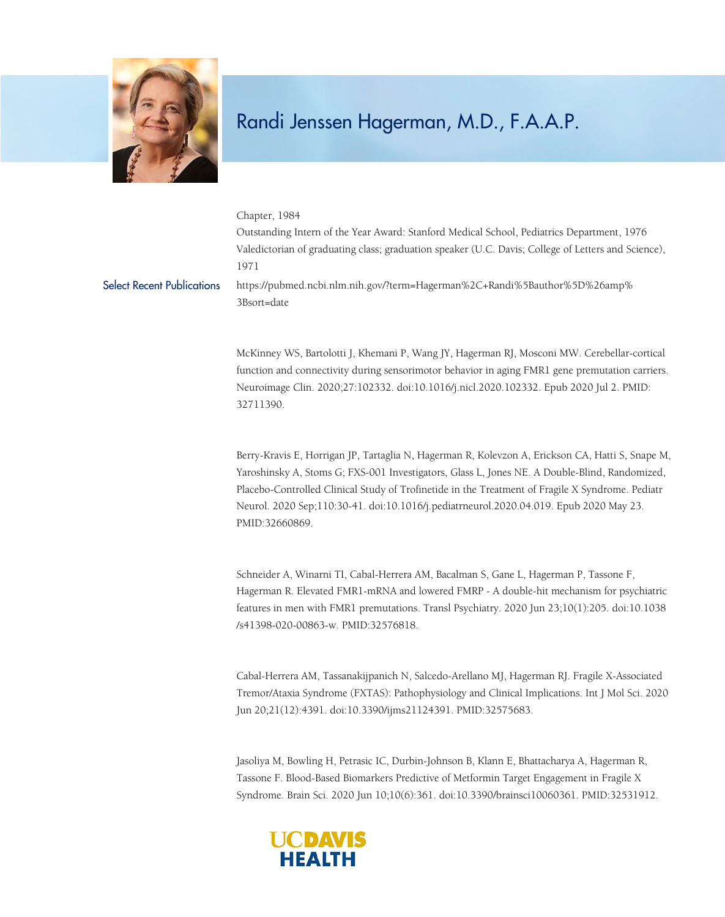Chapter, 1984

Outstanding Intern of the Year Award: Stanford Medical School, Pediatrics Department, 1976

Valedictorian of graduating class; graduation speaker (U.C. Davis; College of Letters and Science), 1971

## Select Recent Publications

https://pubmed.ncbi.nlm.nih.gov/?term=Hagerman%2C+Randi%5Bauthor%5D%26amp%3Bsort=date

McKinney WS, Bartolotti J, Khemani P, Wang JY, Hagerman RJ, Mosconi MW. Cerebellar-cortical function and connectivity during sensorimotor behavior in aging FMR1 gene premutation carriers. Neuroimage Clin. 2020;27:102332. doi:10.1016/j.nicl.2020.102332. Epub 2020 Jul 2. PMID: 32711390.

Berry-Kravis E, Horrigan JP, Tartaglia N, Hagerman R, Kolevzon A, Erickson CA, Hatti S, Snape M, Yaroshinsky A, Stoms G; FXS-001 Investigators, Glass L, Jones NE. A Double-Blind, Randomized, Placebo-Controlled Clinical Study of Trofinetide in the Treatment of Fragile X Syndrome. Pediatr Neurol. 2020 Sep;110:30-41. doi:10.1016/j.pediatrneurol.2020.04.019. Epub 2020 May 23. PMID:32660869.

Schneider A, Winarni TI, Cabal-Herrera AM, Bacalman S, Gane L, Hagerman P, Tassone F, Hagerman R. Elevated FMR1-mRNA and lowered FMRP - A double-hit mechanism for psychiatric features in men with FMR1 premutations. Transl Psychiatry. 2020 Jun 23;10(1):205. doi:10.1038/s41398-020-00863-w. PMID:32576818.

Cabal-Herrera AM, Tassanakijpanich N, Salcedo-Arellano MJ, Hagerman RJ. Fragile X-Associated Tremor/Ataxia Syndrome (FXTAS): Pathophysiology and Clinical Implications. Int J Mol Sci. 2020 Jun 20;21(12):4391. doi:10.3390/ijms21124391. PMID:32575683.

Jasoliya M, Bowling H, Petrasic IC, Durbin-Johnson B, Klann E, Bhattacharya A, Hagerman R, Tassone F. Blood-Based Biomarkers Predictive of Metformin Target Engagement in Fragile X Syndrome. Brain Sci. 2020 Jun 10;10(6):361. doi:10.3390/brainsci10060361. PMID:32531912.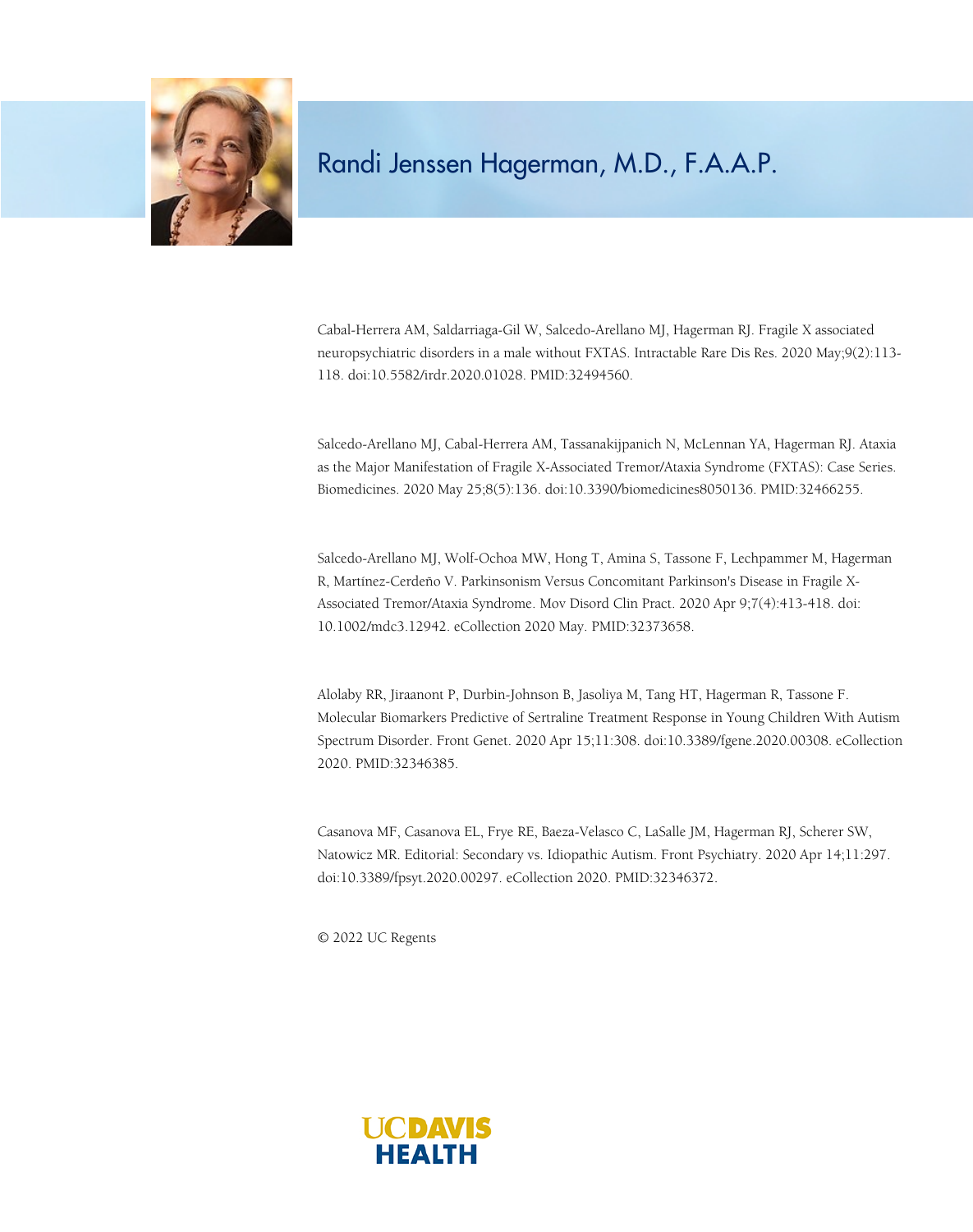# Randi Jenssen Hagerman, M.D., F.A.A.P.

Cabal-Herrera AM, Saldarriaga-Gil W, Salcedo-Arellano MJ, Hagerman RJ. Fragile X associated neuropsychiatric disorders in a male without FXTAS. Intractable Rare Dis Res. 2020 May;9(2):113-118. doi:10.5582/irdr.2020.01028. PMID:32494560.

Salcedo-Arellano MJ, Cabal-Herrera AM, Tassanakijpanich N, McLennan YA, Hagerman RJ. Ataxia as the Major Manifestation of Fragile X-Associated Tremor/Ataxia Syndrome (FXTAS): Case Series. Biomedicines. 2020 May 25;8(5):136. doi:10.3390/biomedicines8050136. PMID:32466255.

Salcedo-Arellano MJ, Wolf-Ochoa MW, Hong T, Amina S, Tassone F, Lechpammer M, Hagerman R, Martínez-Cerdeño V. Parkinsonism Versus Concomitant Parkinson's Disease in Fragile X-Associated Tremor/Ataxia Syndrome. Mov Disord Clin Pract. 2020 Apr 9;7(4):413-418. doi: 10.1002/mdc3.12942. eCollection 2020 May. PMID:32373658.

Alolaby RR, Jiraanont P, Durbin-Johnson B, Jasoliya M, Tang HT, Hagerman R, Tassone F. Molecular Biomarkers Predictive of Sertraline Treatment Response in Young Children With Autism Spectrum Disorder. Front Genet. 2020 Apr 15;11:308. doi:10.3389/fgene.2020.00308. eCollection 2020. PMID:32346385.

Casanova MF, Casanova EL, Frye RE, Baeza-Velasco C, LaSalle JM, Hagerman RJ, Scherer SW, Natowicz MR. Editorial: Secondary vs. Idiopathic Autism. Front Psychiatry. 2020 Apr 14;11:297. doi:10.3389/fpsyt.2020.00297. eCollection 2020. PMID:32346372.

© 2022 UC Regents

UCDAVIS HEALTH